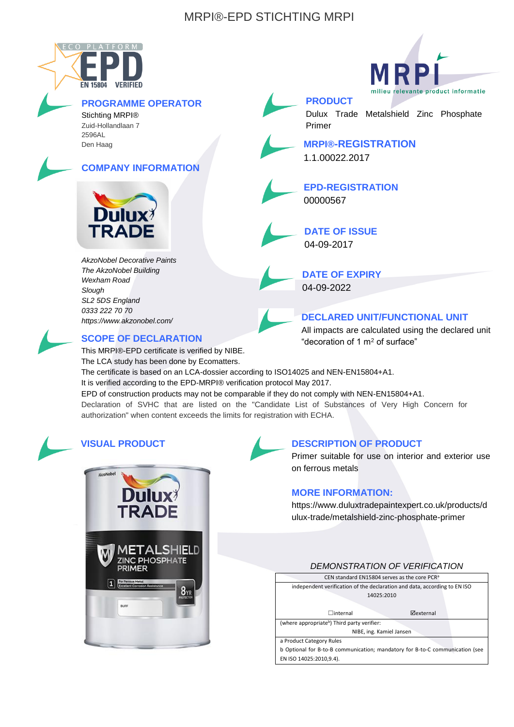# MRPI®-EPD STICHTING MRPI

## PROGRAMME OPERATOR

Stichting MRPI®
Zuid-Hollandlaan 7
2596AL
Den Haag

## COMPANY INFORMATION

*AkzoNobel Decorative Paints*
*The AkzoNobel Building*
*Wexham Road*
*Slough*
*SL2 5DS England*
*0333 222 70 70*
*https://www.akzonobel.com/*

## PRODUCT

Dulux Trade Metalshield Zinc Phosphate Primer

## MRPI®-REGISTRATION

1.1.00022.2017

## EPD-REGISTRATION

00000567

## DATE OF ISSUE

04-09-2017

## DATE OF EXPIRY

04-09-2022

## DECLARED UNIT/FUNCTIONAL UNIT

All impacts are calculated using the declared unit "decoration of 1 m² of surface"

## SCOPE OF DECLARATION

This MRPI®-EPD certificate is verified by NIBE.
The LCA study has been done by Ecomatters.
The certificate is based on an LCA-dossier according to ISO14025 and NEN-EN15804+A1.
It is verified according to the EPD-MRPI® verification protocol May 2017.
EPD of construction products may not be comparable if they do not comply with NEN-EN15804+A1.
Declaration of SVHC that are listed on the "Candidate List of Substances of Very High Concern for authorization" when content exceeds the limits for registration with ECHA.

## VISUAL PRODUCT

## DESCRIPTION OF PRODUCT

Primer suitable for use on interior and exterior use on ferrous metals

## MORE INFORMATION:

https://www.duluxtradepaintexpert.co.uk/products/dulux-trade/metalshield-zinc-phosphate-primer

*DEMONSTRATION OF VERIFICATION*

| CEN standard EN15804 serves as the core PCR[a] | |
|---|---|
| independent verification of the declaration and data, according to EN ISO 14025:2010 | |
| ☐internal | ☑external |
| (where appropriate[b]) Third party verifier: NIBE, ing. Kamiel Jansen | |
| a Product Category Rules<br>b Optional for B-to-B communication; mandatory for B-to-C communication (see EN ISO 14025:2010,9.4). | |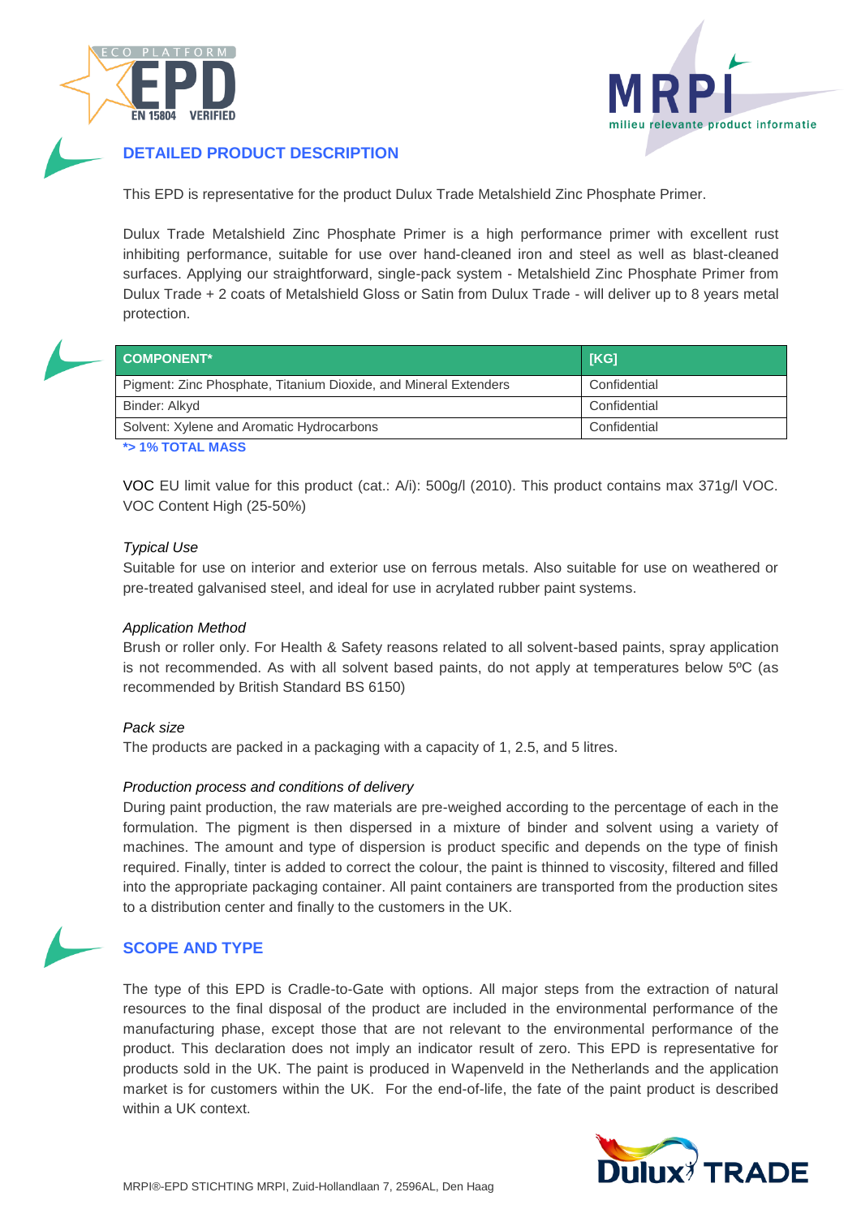## DETAILED PRODUCT DESCRIPTION

This EPD is representative for the product Dulux Trade Metalshield Zinc Phosphate Primer.

Dulux Trade Metalshield Zinc Phosphate Primer is a high performance primer with excellent rust inhibiting performance, suitable for use over hand-cleaned iron and steel as well as blast-cleaned surfaces. Applying our straightforward, single-pack system - Metalshield Zinc Phosphate Primer from Dulux Trade + 2 coats of Metalshield Gloss or Satin from Dulux Trade - will deliver up to 8 years metal protection.

| COMPONENT* | [KG] |
|---|---|
| Pigment: Zinc Phosphate, Titanium Dioxide, and Mineral Extenders | Confidential |
| Binder: Alkyd | Confidential |
| Solvent: Xylene and Aromatic Hydrocarbons | Confidential |

*> 1% TOTAL MASS

VOC EU limit value for this product (cat.: A/i): 500g/l (2010). This product contains max 371g/l VOC. VOC Content High (25-50%)

*Typical Use*
Suitable for use on interior and exterior use on ferrous metals. Also suitable for use on weathered or pre-treated galvanised steel, and ideal for use in acrylated rubber paint systems.

*Application Method*
Brush or roller only. For Health & Safety reasons related to all solvent-based paints, spray application is not recommended. As with all solvent based paints, do not apply at temperatures below 5ºC (as recommended by British Standard BS 6150)

*Pack size*
The products are packed in a packaging with a capacity of 1, 2.5, and 5 litres.

*Production process and conditions of delivery*
During paint production, the raw materials are pre-weighed according to the percentage of each in the formulation. The pigment is then dispersed in a mixture of binder and solvent using a variety of machines. The amount and type of dispersion is product specific and depends on the type of finish required. Finally, tinter is added to correct the colour, the paint is thinned to viscosity, filtered and filled into the appropriate packaging container. All paint containers are transported from the production sites to a distribution center and finally to the customers in the UK.

## SCOPE AND TYPE

The type of this EPD is Cradle-to-Gate with options. All major steps from the extraction of natural resources to the final disposal of the product are included in the environmental performance of the manufacturing phase, except those that are not relevant to the environmental performance of the product. This declaration does not imply an indicator result of zero. This EPD is representative for products sold in the UK. The paint is produced in Wapenveld in the Netherlands and the application market is for customers within the UK. For the end-of-life, the fate of the paint product is described within a UK context.

MRPI®-EPD STICHTING MRPI, Zuid-Hollandlaan 7, 2596AL, Den Haag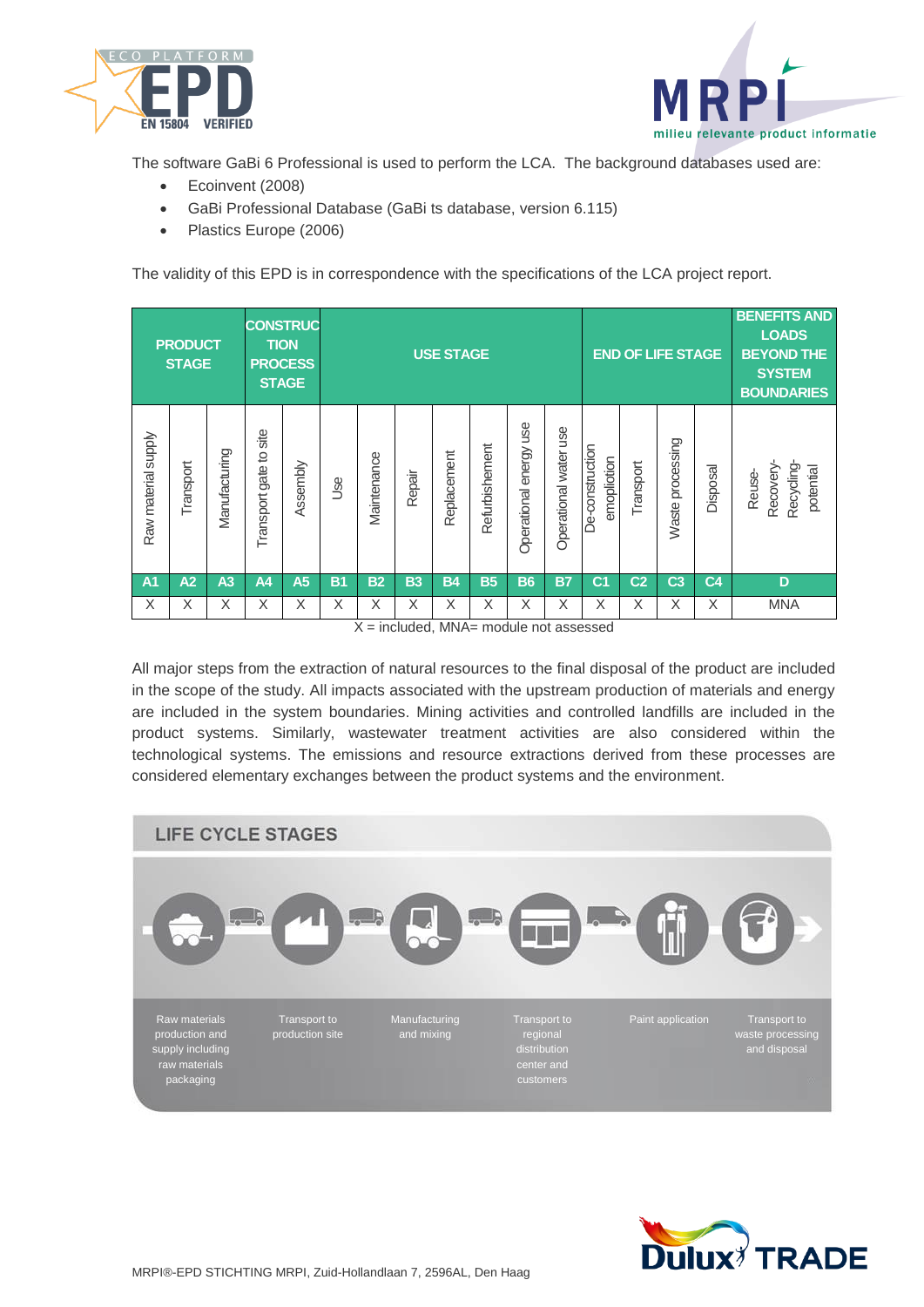The software GaBi 6 Professional is used to perform the LCA. The background databases used are:

- Ecoinvent (2008)
- GaBi Professional Database (GaBi ts database, version 6.115)
- Plastics Europe (2006)

The validity of this EPD is in correspondence with the specifications of the LCA project report.

| PRODUCT STAGE | | | CONSTRUCTION PROCESS STAGE | | USE STAGE | | | | | | | END OF LIFE STAGE | | | | BENEFITS AND LOADS BEYOND THE SYSTEM BOUNDARIES |
|---|---|---|---|---|---|---|---|---|---|---|---|---|---|---|---|---|
| Raw material supply | Transport | Manufacturing | Transport gate to site | Assembly | Use | Maintenance | Repair | Replacement | Refurbishment | Operational energy use | Operational water use | De-construction emoplition | Transport | Waste processing | Disposal | Reuse-Recovery-Recycling-potential |
| A1 | A2 | A3 | A4 | A5 | B1 | B2 | B3 | B4 | B5 | B6 | B7 | C1 | C2 | C3 | C4 | D |
| X | X | X | X | X | X | X | X | X | X | X | X | X | X | X | X | MNA |

X = included, MNA= module not assessed

All major steps from the extraction of natural resources to the final disposal of the product are included in the scope of the study. All impacts associated with the upstream production of materials and energy are included in the system boundaries. Mining activities and controlled landfills are included in the product systems. Similarly, wastewater treatment activities are also considered within the technological systems. The emissions and resource extractions derived from these processes are considered elementary exchanges between the product systems and the environment.

**LIFE CYCLE STAGES**

Raw materials production and supply including raw materials packaging → Transport to production site → Manufacturing and mixing → Transport to regional distribution center and customers → Paint application → Transport to waste processing and disposal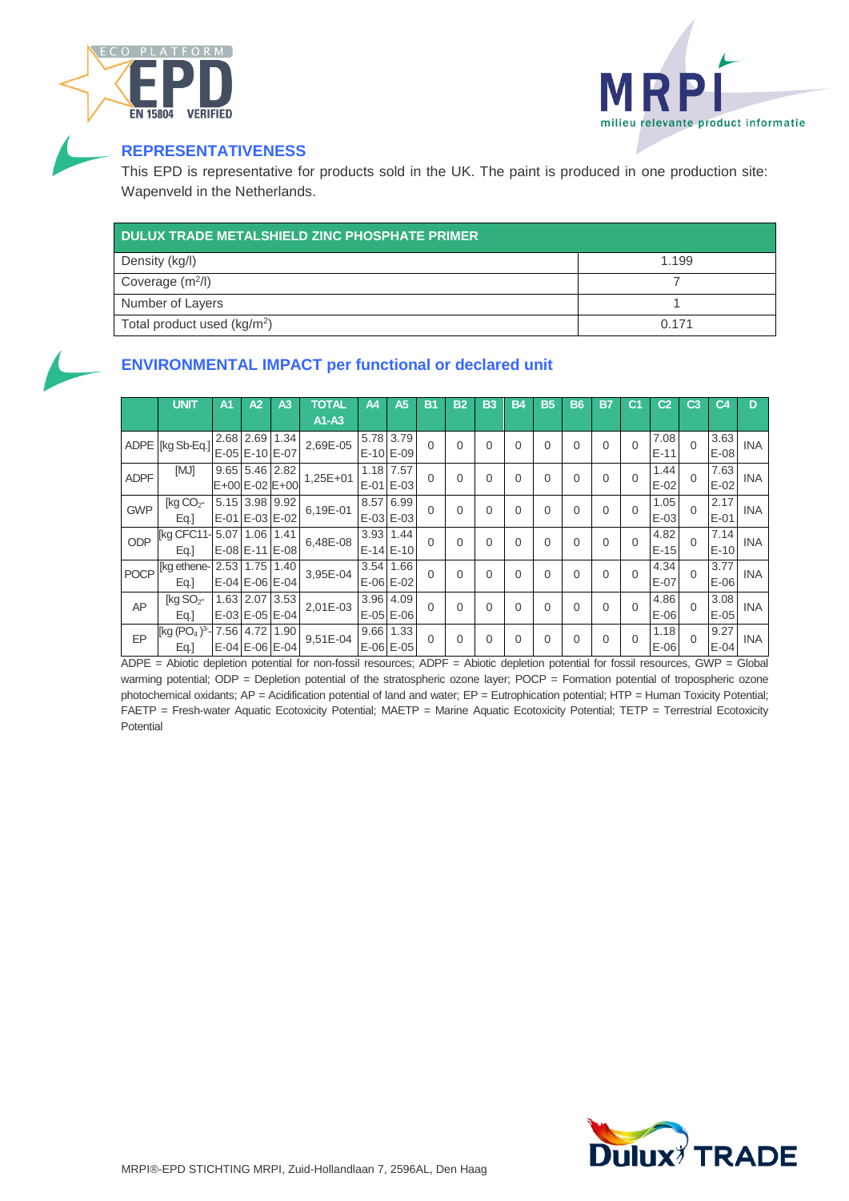## REPRESENTATIVENESS

This EPD is representative for products sold in the UK. The paint is produced in one production site: Wapenveld in the Netherlands.

| DULUX TRADE METALSHIELD ZINC PHOSPHATE PRIMER | |
|---|---|
| Density (kg/l) | 1.199 |
| Coverage ($m^2$/l) | 7 |
| Number of Layers | 1 |
| Total product used (kg/$m^2$) | 0.171 |

## ENVIRONMENTAL IMPACT per functional or declared unit

| | UNIT | A1 | A2 | A3 | TOTAL A1-A3 | A4 | A5 | B1 | B2 | B3 | B4 | B5 | B6 | B7 | C1 | C2 | C3 | C4 | D |
|---|---|---|---|---|---|---|---|---|---|---|---|---|---|---|---|---|---|---|---|
| ADPE | [kg Sb-Eq.] | 2.68 E-05 | 2.69 E-10 | 1.34 E-07 | 2,69E-05 | 5.78 E-10 | 3.79 E-09 | 0 | 0 | 0 | 0 | 0 | 0 | 0 | 0 | 7.08 E-11 | 0 | 3.63 E-08 | INA |
| ADPF | [MJ] | 9.65 E+00 | 5.46 E-02 | 2.82 E+00 | 1,25E+01 | 1.18 E-01 | 7.57 E-03 | 0 | 0 | 0 | 0 | 0 | 0 | 0 | 0 | 1.44 E-02 | 0 | 7.63 E-02 | INA |
| GWP | [kg $CO_2$-Eq.] | 5.15 E-01 | 3.98 E-03 | 9.92 E-02 | 6,19E-01 | 8.57 E-03 | 6.99 E-03 | 0 | 0 | 0 | 0 | 0 | 0 | 0 | 0 | 1.05 E-03 | 0 | 2.17 E-01 | INA |
| ODP | [kg CFC11-Eq.] | 5.07 E-08 | 1.06 E-11 | 1.41 E-08 | 6,48E-08 | 3.93 E-14 | 1.44 E-10 | 0 | 0 | 0 | 0 | 0 | 0 | 0 | 0 | 4.82 E-15 | 0 | 7.14 E-10 | INA |
| POCP | [kg ethene-Eq.] | 2.53 E-04 | 1.75 E-06 | 1.40 E-04 | 3,95E-04 | 3.54 E-06 | 1.66 E-02 | 0 | 0 | 0 | 0 | 0 | 0 | 0 | 0 | 4.34 E-07 | 0 | 3.77 E-06 | INA |
| AP | [kg $SO_2$-Eq.] | 1.63 E-03 | 2.07 E-05 | 3.53 E-04 | 2,01E-03 | 3.96 E-05 | 4.09 E-06 | 0 | 0 | 0 | 0 | 0 | 0 | 0 | 0 | 4.86 E-06 | 0 | 3.08 E-05 | INA |
| EP | [kg $(PO_4)^{3-}$-Eq.] | 7.56 E-04 | 4.72 E-06 | 1.90 E-04 | 9,51E-04 | 9.66 E-06 | 1.33 E-05 | 0 | 0 | 0 | 0 | 0 | 0 | 0 | 0 | 1.18 E-06 | 0 | 9.27 E-04 | INA |

ADPE = Abiotic depletion potential for non-fossil resources; ADPF = Abiotic depletion potential for fossil resources, GWP = Global warming potential; ODP = Depletion potential of the stratospheric ozone layer; POCP = Formation potential of tropospheric ozone photochemical oxidants; AP = Acidification potential of land and water; EP = Eutrophication potential; HTP = Human Toxicity Potential; FAETP = Fresh-water Aquatic Ecotoxicity Potential; MAETP = Marine Aquatic Ecotoxicity Potential; TETP = Terrestrial Ecotoxicity Potential

MRPI®-EPD STICHTING MRPI, Zuid-Hollandlaan 7, 2596AL, Den Haag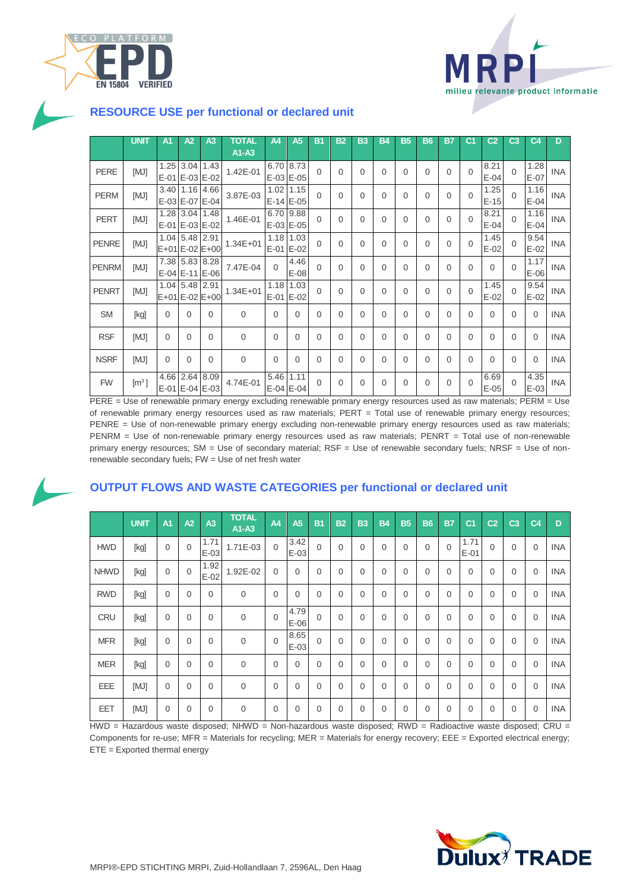## RESOURCE USE per functional or declared unit

| | UNIT | A1 | A2 | A3 | TOTAL A1-A3 | A4 | A5 | B1 | B2 | B3 | B4 | B5 | B6 | B7 | C1 | C2 | C3 | C4 | D |
|---|---|---|---|---|---|---|---|---|---|---|---|---|---|---|---|---|---|---|---|
| PERE | [MJ] | 1.25E-01 | 3.04E-03 | 1.43E-02 | 1.42E-01 | 6.70E-03 | 8.73E-05 | 0 | 0 | 0 | 0 | 0 | 0 | 0 | 0 | 8.21E-04 | 0 | 1.28E-07 | INA |
| PERM | [MJ] | 3.40E-03 | 1.16E-07 | 4.66E-04 | 3.87E-03 | 1.02E-14 | 1.15E-05 | 0 | 0 | 0 | 0 | 0 | 0 | 0 | 0 | 1.25E-15 | 0 | 1.16E-04 | INA |
| PERT | [MJ] | 1.28E-01 | 3.04E-03 | 1.48E-02 | 1.46E-01 | 6.70E-03 | 9.88E-05 | 0 | 0 | 0 | 0 | 0 | 0 | 0 | 0 | 8.21E-04 | 0 | 1.16E-04 | INA |
| PENRE | [MJ] | 1.04E+01 | 5.48E-02 | 2.91E+00 | 1.34E+01 | 1.18E-01 | 1.03E-02 | 0 | 0 | 0 | 0 | 0 | 0 | 0 | 0 | 1.45E-02 | 0 | 9.54E-02 | INA |
| PENRM | [MJ] | 7.38E-04 | 5.83E-11 | 8.28E-06 | 7.47E-04 | 0 | 4.46E-08 | 0 | 0 | 0 | 0 | 0 | 0 | 0 | 0 | 0 | 0 | 1.17E-06 | INA |
| PENRT | [MJ] | 1.04E+01 | 5.48E-02 | 2.91E+00 | 1.34E+01 | 1.18E-01 | 1.03E-02 | 0 | 0 | 0 | 0 | 0 | 0 | 0 | 0 | 1.45E-02 | 0 | 9.54E-02 | INA |
| SM | [kg] | 0 | 0 | 0 | 0 | 0 | 0 | 0 | 0 | 0 | 0 | 0 | 0 | 0 | 0 | 0 | 0 | 0 | INA |
| RSF | [MJ] | 0 | 0 | 0 | 0 | 0 | 0 | 0 | 0 | 0 | 0 | 0 | 0 | 0 | 0 | 0 | 0 | 0 | INA |
| NSRF | [MJ] | 0 | 0 | 0 | 0 | 0 | 0 | 0 | 0 | 0 | 0 | 0 | 0 | 0 | 0 | 0 | 0 | 0 | INA |
| FW | [$m^3$] | 4.66E-01 | 2.64E-04 | 8.09E-03 | 4.74E-01 | 5.46E-04 | 1.11E-04 | 0 | 0 | 0 | 0 | 0 | 0 | 0 | 0 | 6.69E-05 | 0 | 4.35E-03 | INA |

PERE = Use of renewable primary energy excluding renewable primary energy resources used as raw materials; PERM = Use of renewable primary energy resources used as raw materials; PERT = Total use of renewable primary energy resources; PENRE = Use of non-renewable primary energy excluding non-renewable primary energy resources used as raw materials; PENRM = Use of non-renewable primary energy resources used as raw materials; PENRT = Total use of non-renewable primary energy resources; SM = Use of secondary material; RSF = Use of renewable secondary fuels; NRSF = Use of non-renewable secondary fuels; FW = Use of net fresh water

## OUTPUT FLOWS AND WASTE CATEGORIES per functional or declared unit

| | UNIT | A1 | A2 | A3 | TOTAL A1-A3 | A4 | A5 | B1 | B2 | B3 | B4 | B5 | B6 | B7 | C1 | C2 | C3 | C4 | D |
|---|---|---|---|---|---|---|---|---|---|---|---|---|---|---|---|---|---|---|---|
| HWD | [kg] | 0 | 0 | 1.71E-03 | 1.71E-03 | 0 | 3.42E-03 | 0 | 0 | 0 | 0 | 0 | 0 | 0 | 1.71E-01 | 0 | 0 | 0 | INA |
| NHWD | [kg] | 0 | 0 | 1.92E-02 | 1.92E-02 | 0 | 0 | 0 | 0 | 0 | 0 | 0 | 0 | 0 | 0 | 0 | 0 | 0 | INA |
| RWD | [kg] | 0 | 0 | 0 | 0 | 0 | 0 | 0 | 0 | 0 | 0 | 0 | 0 | 0 | 0 | 0 | 0 | 0 | INA |
| CRU | [kg] | 0 | 0 | 0 | 0 | 0 | 4.79E-06 | 0 | 0 | 0 | 0 | 0 | 0 | 0 | 0 | 0 | 0 | 0 | INA |
| MFR | [kg] | 0 | 0 | 0 | 0 | 0 | 8.65E-03 | 0 | 0 | 0 | 0 | 0 | 0 | 0 | 0 | 0 | 0 | 0 | INA |
| MER | [kg] | 0 | 0 | 0 | 0 | 0 | 0 | 0 | 0 | 0 | 0 | 0 | 0 | 0 | 0 | 0 | 0 | 0 | INA |
| EEE | [MJ] | 0 | 0 | 0 | 0 | 0 | 0 | 0 | 0 | 0 | 0 | 0 | 0 | 0 | 0 | 0 | 0 | 0 | INA |
| EET | [MJ] | 0 | 0 | 0 | 0 | 0 | 0 | 0 | 0 | 0 | 0 | 0 | 0 | 0 | 0 | 0 | 0 | 0 | INA |

HWD = Hazardous waste disposed; NHWD = Non-hazardous waste disposed; RWD = Radioactive waste disposed; CRU = Components for re-use; MFR = Materials for recycling; MER = Materials for energy recovery; EEE = Exported electrical energy; ETE = Exported thermal energy

MRPI®-EPD STICHTING MRPI, Zuid-Hollandlaan 7, 2596AL, Den Haag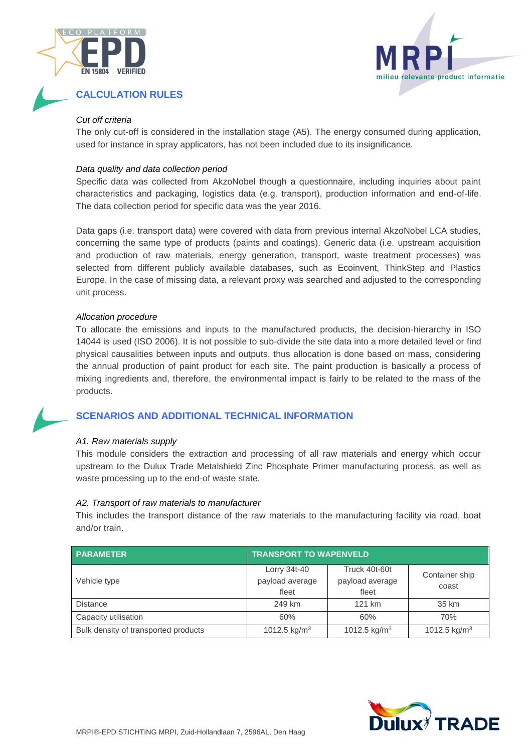## CALCULATION RULES

*Cut off criteria*

The only cut-off is considered in the installation stage (A5). The energy consumed during application, used for instance in spray applicators, has not been included due to its insignificance.

*Data quality and data collection period*

Specific data was collected from AkzoNobel though a questionnaire, including inquiries about paint characteristics and packaging, logistics data (e.g. transport), production information and end-of-life. The data collection period for specific data was the year 2016.

Data gaps (i.e. transport data) were covered with data from previous internal AkzoNobel LCA studies, concerning the same type of products (paints and coatings). Generic data (i.e. upstream acquisition and production of raw materials, energy generation, transport, waste treatment processes) was selected from different publicly available databases, such as Ecoinvent, ThinkStep and Plastics Europe. In the case of missing data, a relevant proxy was searched and adjusted to the corresponding unit process.

*Allocation procedure*

To allocate the emissions and inputs to the manufactured products, the decision-hierarchy in ISO 14044 is used (ISO 2006). It is not possible to sub-divide the site data into a more detailed level or find physical causalities between inputs and outputs, thus allocation is done based on mass, considering the annual production of paint product for each site. The paint production is basically a process of mixing ingredients and, therefore, the environmental impact is fairly to be related to the mass of the products.

## SCENARIOS AND ADDITIONAL TECHNICAL INFORMATION

*A1. Raw materials supply*

This module considers the extraction and processing of all raw materials and energy which occur upstream to the Dulux Trade Metalshield Zinc Phosphate Primer manufacturing process, as well as waste processing up to the end-of waste state.

*A2. Transport of raw materials to manufacturer*

This includes the transport distance of the raw materials to the manufacturing facility via road, boat and/or train.

| PARAMETER | TRANSPORT TO WAPENVELD | | |
|---|---|---|---|
| Vehicle type | Lorry 34t-40 payload average fleet | Truck 40t-60t payload average fleet | Container ship coast |
| Distance | 249 km | 121 km | 35 km |
| Capacity utilisation | 60% | 60% | 70% |
| Bulk density of transported products | 1012.5 kg/m$^3$ | 1012.5 kg/m$^3$ | 1012.5 kg/m$^3$ |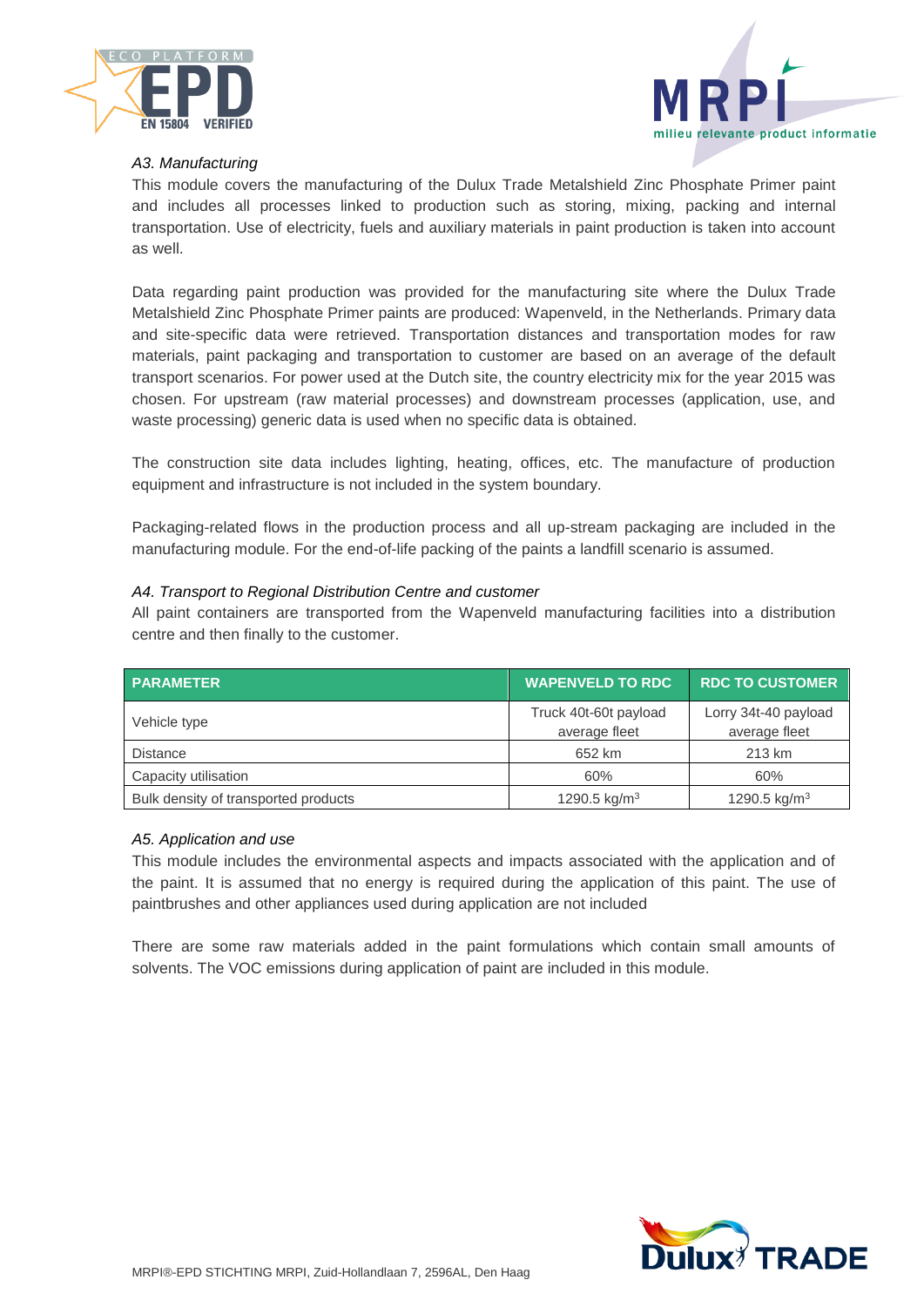*A3. Manufacturing*

This module covers the manufacturing of the Dulux Trade Metalshield Zinc Phosphate Primer paint and includes all processes linked to production such as storing, mixing, packing and internal transportation. Use of electricity, fuels and auxiliary materials in paint production is taken into account as well.

Data regarding paint production was provided for the manufacturing site where the Dulux Trade Metalshield Zinc Phosphate Primer paints are produced: Wapenveld, in the Netherlands. Primary data and site-specific data were retrieved. Transportation distances and transportation modes for raw materials, paint packaging and transportation to customer are based on an average of the default transport scenarios. For power used at the Dutch site, the country electricity mix for the year 2015 was chosen. For upstream (raw material processes) and downstream processes (application, use, and waste processing) generic data is used when no specific data is obtained.

The construction site data includes lighting, heating, offices, etc. The manufacture of production equipment and infrastructure is not included in the system boundary.

Packaging-related flows in the production process and all up-stream packaging are included in the manufacturing module. For the end-of-life packing of the paints a landfill scenario is assumed.

*A4. Transport to Regional Distribution Centre and customer*

All paint containers are transported from the Wapenveld manufacturing facilities into a distribution centre and then finally to the customer.

| PARAMETER | WAPENVELD TO RDC | RDC TO CUSTOMER |
|---|---|---|
| Vehicle type | Truck 40t-60t payload average fleet | Lorry 34t-40 payload average fleet |
| Distance | 652 km | 213 km |
| Capacity utilisation | 60% | 60% |
| Bulk density of transported products | 1290.5 kg/m$^3$ | 1290.5 kg/m$^3$ |

*A5. Application and use*

This module includes the environmental aspects and impacts associated with the application and of the paint. It is assumed that no energy is required during the application of this paint. The use of paintbrushes and other appliances used during application are not included

There are some raw materials added in the paint formulations which contain small amounts of solvents. The VOC emissions during application of paint are included in this module.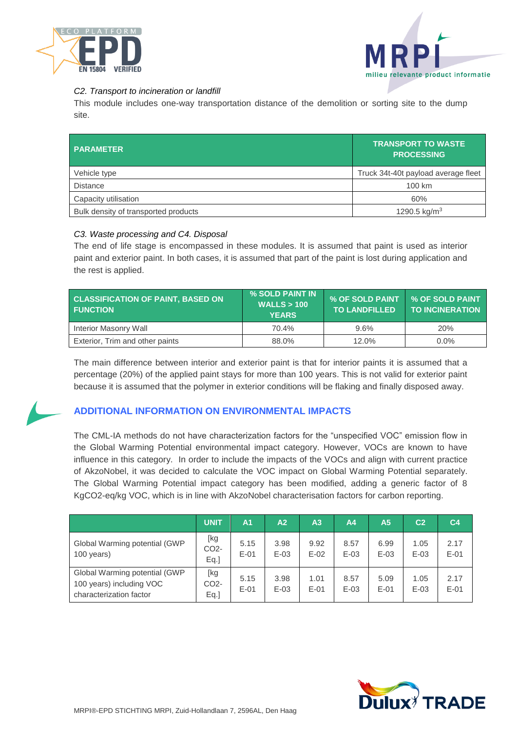*C2. Transport to incineration or landfill*

This module includes one-way transportation distance of the demolition or sorting site to the dump site.

| PARAMETER | TRANSPORT TO WASTE PROCESSING |
|---|---|
| Vehicle type | Truck 34t-40t payload average fleet |
| Distance | 100 km |
| Capacity utilisation | 60% |
| Bulk density of transported products | 1290.5 kg/m$^3$ |

*C3. Waste processing and C4. Disposal*

The end of life stage is encompassed in these modules. It is assumed that paint is used as interior paint and exterior paint. In both cases, it is assumed that part of the paint is lost during application and the rest is applied.

| CLASSIFICATION OF PAINT, BASED ON FUNCTION | % SOLD PAINT IN WALLS > 100 YEARS | % OF SOLD PAINT TO LANDFILLED | % OF SOLD PAINT TO INCINERATION |
|---|---|---|---|
| Interior Masonry Wall | 70.4% | 9.6% | 20% |
| Exterior, Trim and other paints | 88.0% | 12.0% | 0.0% |

The main difference between interior and exterior paint is that for interior paints it is assumed that a percentage (20%) of the applied paint stays for more than 100 years. This is not valid for exterior paint because it is assumed that the polymer in exterior conditions will be flaking and finally disposed away.

## ADDITIONAL INFORMATION ON ENVIRONMENTAL IMPACTS

The CML-IA methods do not have characterization factors for the "unspecified VOC" emission flow in the Global Warming Potential environmental impact category. However, VOCs are known to have influence in this category. In order to include the impacts of the VOCs and align with current practice of AkzoNobel, it was decided to calculate the VOC impact on Global Warming Potential separately. The Global Warming Potential impact category has been modified, adding a generic factor of 8 KgCO2-eq/kg VOC, which is in line with AkzoNobel characterisation factors for carbon reporting.

| | UNIT | A1 | A2 | A3 | A4 | A5 | C2 | C4 |
|---|---|---|---|---|---|---|---|---|
| Global Warming potential (GWP 100 years) | [kg $CO_2$-Eq.] | 5.15 E-01 | 3.98 E-03 | 9.92 E-02 | 8.57 E-03 | 6.99 E-03 | 1.05 E-03 | 2.17 E-01 |
| Global Warming potential (GWP 100 years) including VOC characterization factor | [kg $CO_2$-Eq.] | 5.15 E-01 | 3.98 E-03 | 1.01 E-01 | 8.57 E-03 | 5.09 E-01 | 1.05 E-03 | 2.17 E-01 |

MRPI®-EPD STICHTING MRPI, Zuid-Hollandlaan 7, 2596AL, Den Haag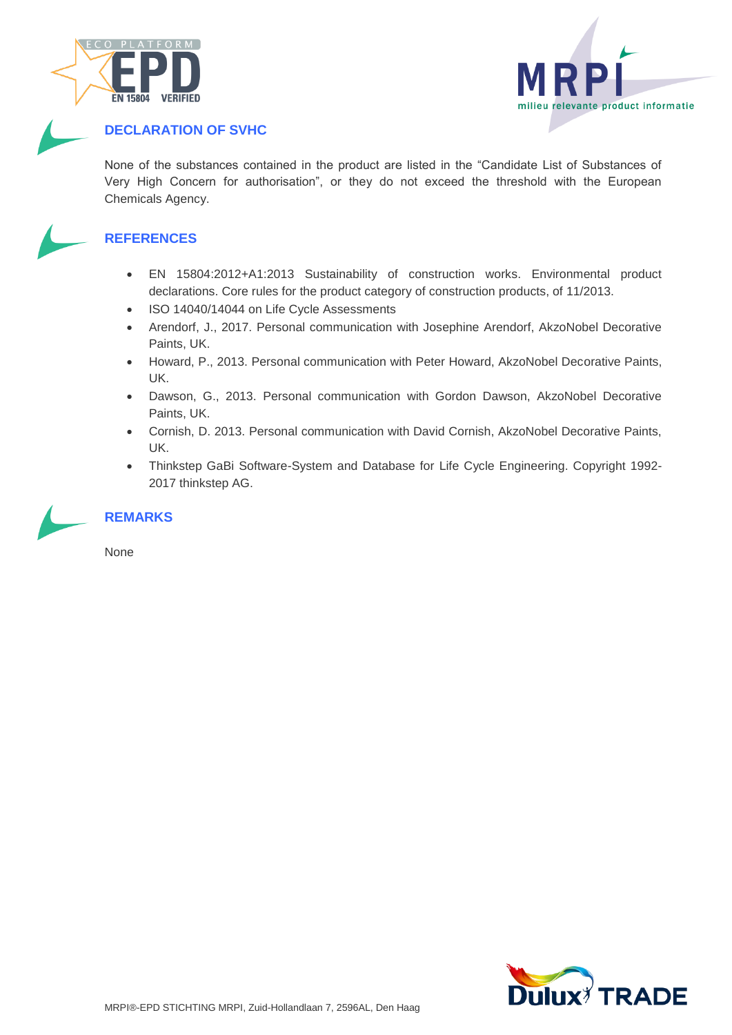## DECLARATION OF SVHC

None of the substances contained in the product are listed in the "Candidate List of Substances of Very High Concern for authorisation", or they do not exceed the threshold with the European Chemicals Agency.

## REFERENCES

- EN 15804:2012+A1:2013 Sustainability of construction works. Environmental product declarations. Core rules for the product category of construction products, of 11/2013.
- ISO 14040/14044 on Life Cycle Assessments
- Arendorf, J., 2017. Personal communication with Josephine Arendorf, AkzoNobel Decorative Paints, UK.
- Howard, P., 2013. Personal communication with Peter Howard, AkzoNobel Decorative Paints, UK.
- Dawson, G., 2013. Personal communication with Gordon Dawson, AkzoNobel Decorative Paints, UK.
- Cornish, D. 2013. Personal communication with David Cornish, AkzoNobel Decorative Paints, UK.
- Thinkstep GaBi Software-System and Database for Life Cycle Engineering. Copyright 1992-2017 thinkstep AG.

## REMARKS

None